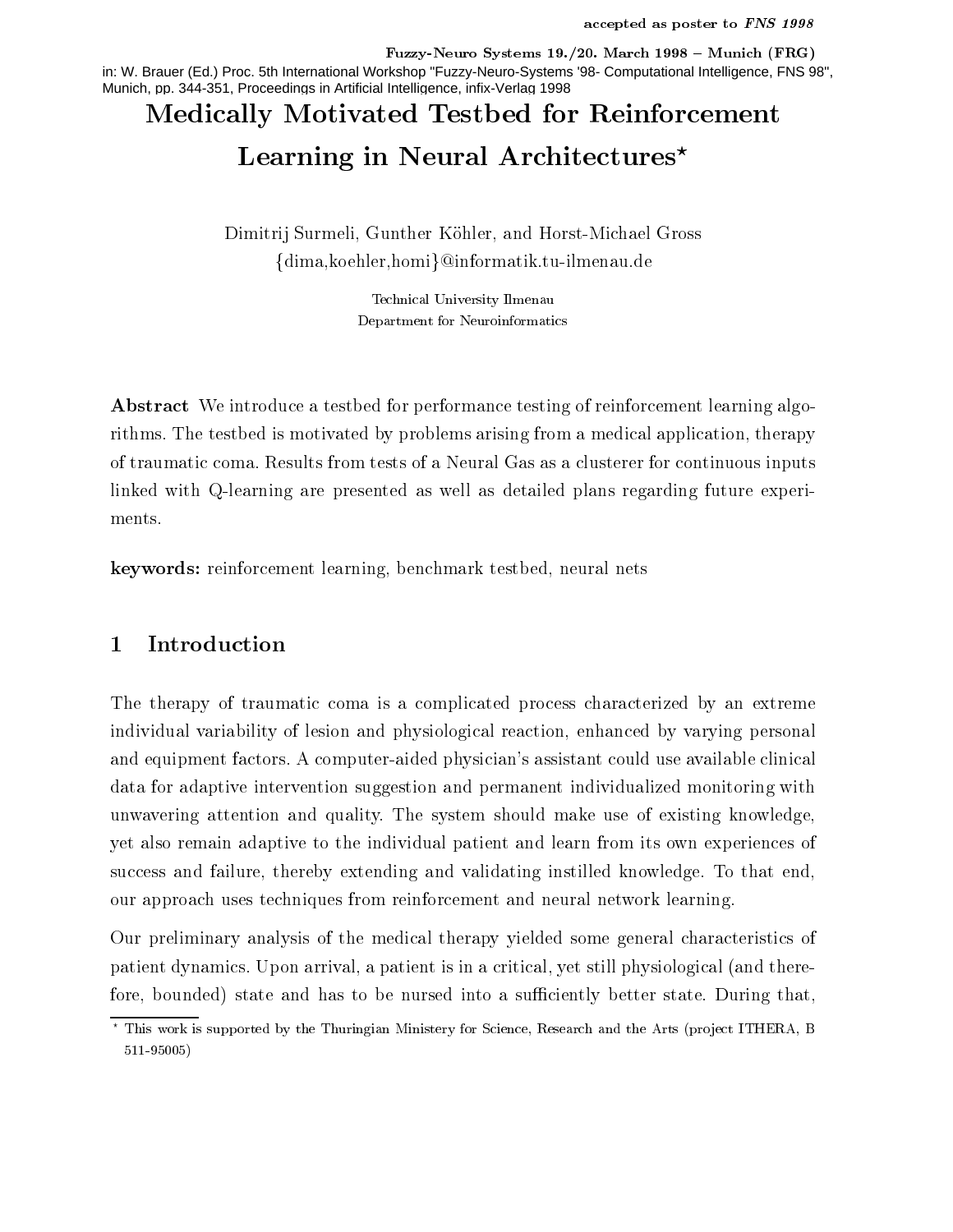accepted as poster to *FNS 1998*

**Fuzzy-Neuro Systems 19./20. March 1998 – Munich (FRG)**

in: W. Brauer (Ed.) Proc. 5th International Workshop "Fuzzy-Neuro-Systems '98- Computational Intelligence, FNS 98", Munich, pp. 344-351, Proceedings in Artificial Intelligence, infix-Verlag 1998

# Medically Motivated Testbed for Reinforcement Learning in Neural Architectures*

Dimitrij Surmeli, Gunther Köhler, and Horst-Michael Gross

{dima,koehler,homi}@informatik.tu-ilmenau.de

Technical University Ilmenau
Department for Neuroinformatics

**Abstract** We introduce a testbed for performance testing of reinforcement learning algorithms. The testbed is motivated by problems arising from a medical application, therapy of traumatic coma. Results from tests of a Neural Gas as a clusterer for continuous inputs linked with Q-learning are presented as well as detailed plans regarding future experiments.

**keywords:** reinforcement learning, benchmark testbed, neural nets

## 1 Introduction

The therapy of traumatic coma is a complicated process characterized by an extreme individual variability of lesion and physiological reaction, enhanced by varying personal and equipment factors. A computer-aided physician's assistant could use available clinical data for adaptive intervention suggestion and permanent individualized monitoring with unwavering attention and quality. The system should make use of existing knowledge, yet also remain adaptive to the individual patient and learn from its own experiences of success and failure, thereby extending and validating instilled knowledge. To that end, our approach uses techniques from reinforcement and neural network learning.

Our preliminary analysis of the medical therapy yielded some general characteristics of patient dynamics. Upon arrival, a patient is in a critical, yet still physiological (and therefore, bounded) state and has to be nursed into a sufficiently better state. During that,

* This work is supported by the Thuringian Ministery for Science, Research and the Arts (project ITHERA, B 511-95005)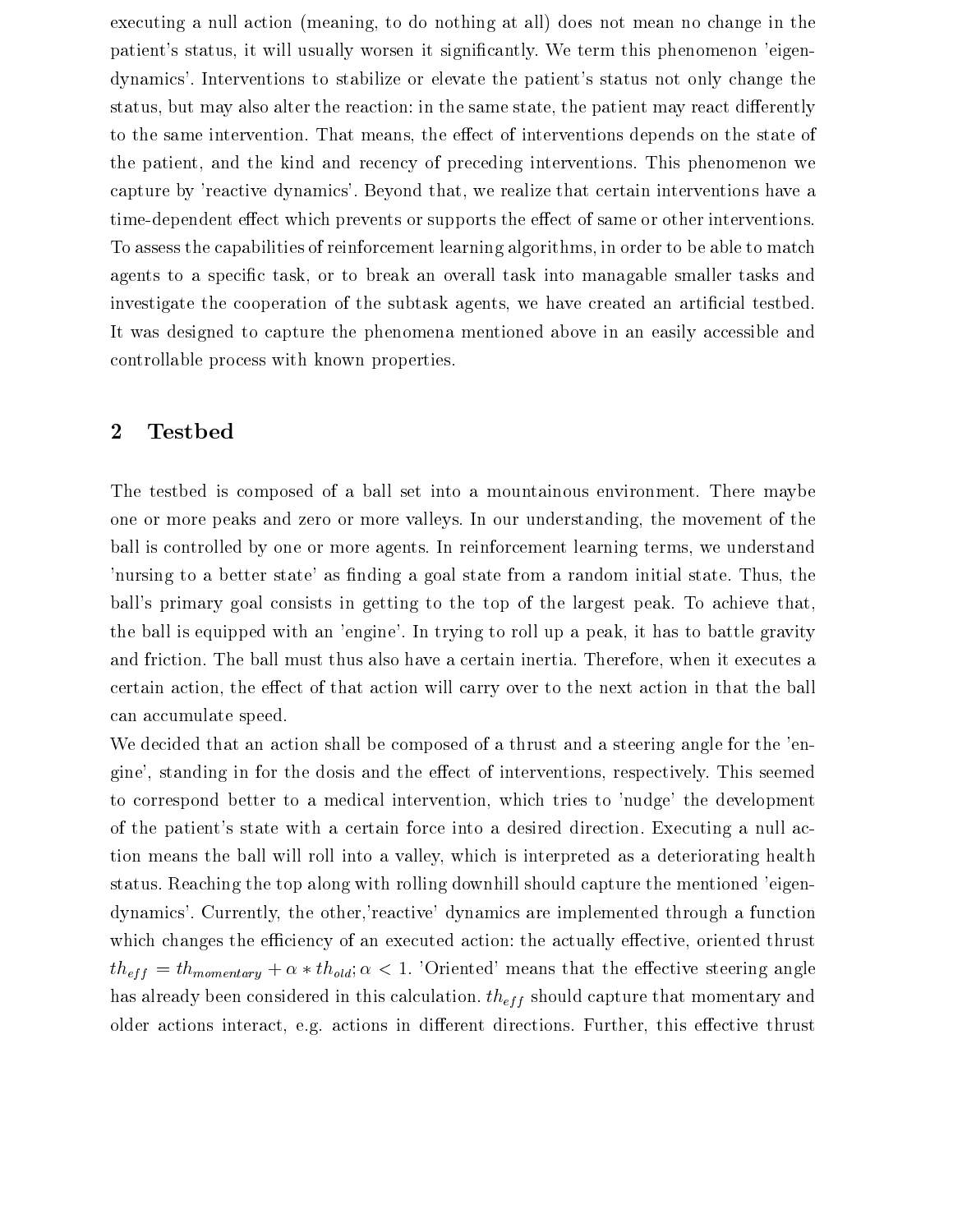executing a null action (meaning, to do nothing at all) does not mean no change in the patient's status, it will usually worsen it significantly. We term this phenomenon 'eigen-dynamics'. Interventions to stabilize or elevate the patient's status not only change the status, but may also alter the reaction: in the same state, the patient may react differently to the same intervention. That means, the effect of interventions depends on the state of the patient, and the kind and recency of preceding interventions. This phenomenon we capture by 'reactive dynamics'. Beyond that, we realize that certain interventions have a time-dependent effect which prevents or supports the effect of same or other interventions. To assess the capabilities of reinforcement learning algorithms, in order to be able to match agents to a specific task, or to break an overall task into managable smaller tasks and investigate the cooperation of the subtask agents, we have created an artificial testbed. It was designed to capture the phenomena mentioned above in an easily accessible and controllable process with known properties.

## 2 Testbed

The testbed is composed of a ball set into a mountainous environment. There maybe one or more peaks and zero or more valleys. In our understanding, the movement of the ball is controlled by one or more agents. In reinforcement learning terms, we understand 'nursing to a better state' as finding a goal state from a random initial state. Thus, the ball's primary goal consists in getting to the top of the largest peak. To achieve that, the ball is equipped with an 'engine'. In trying to roll up a peak, it has to battle gravity and friction. The ball must thus also have a certain inertia. Therefore, when it executes a certain action, the effect of that action will carry over to the next action in that the ball can accumulate speed.

We decided that an action shall be composed of a thrust and a steering angle for the 'engine', standing in for the dosis and the effect of interventions, respectively. This seemed to correspond better to a medical intervention, which tries to 'nudge' the development of the patient's state with a certain force into a desired direction. Executing a null action means the ball will roll into a valley, which is interpreted as a deteriorating health status. Reaching the top along with rolling downhill should capture the mentioned 'eigen-dynamics'. Currently, the other,'reactive' dynamics are implemented through a function which changes the efficiency of an executed action: the actually effective, oriented thrust $th_{eff} = th_{momentary} + \alpha * th_{old}; \alpha < 1$. 'Oriented' means that the effective steering angle has already been considered in this calculation. $th_{eff}$ should capture that momentary and older actions interact, e.g. actions in different directions. Further, this effective thrust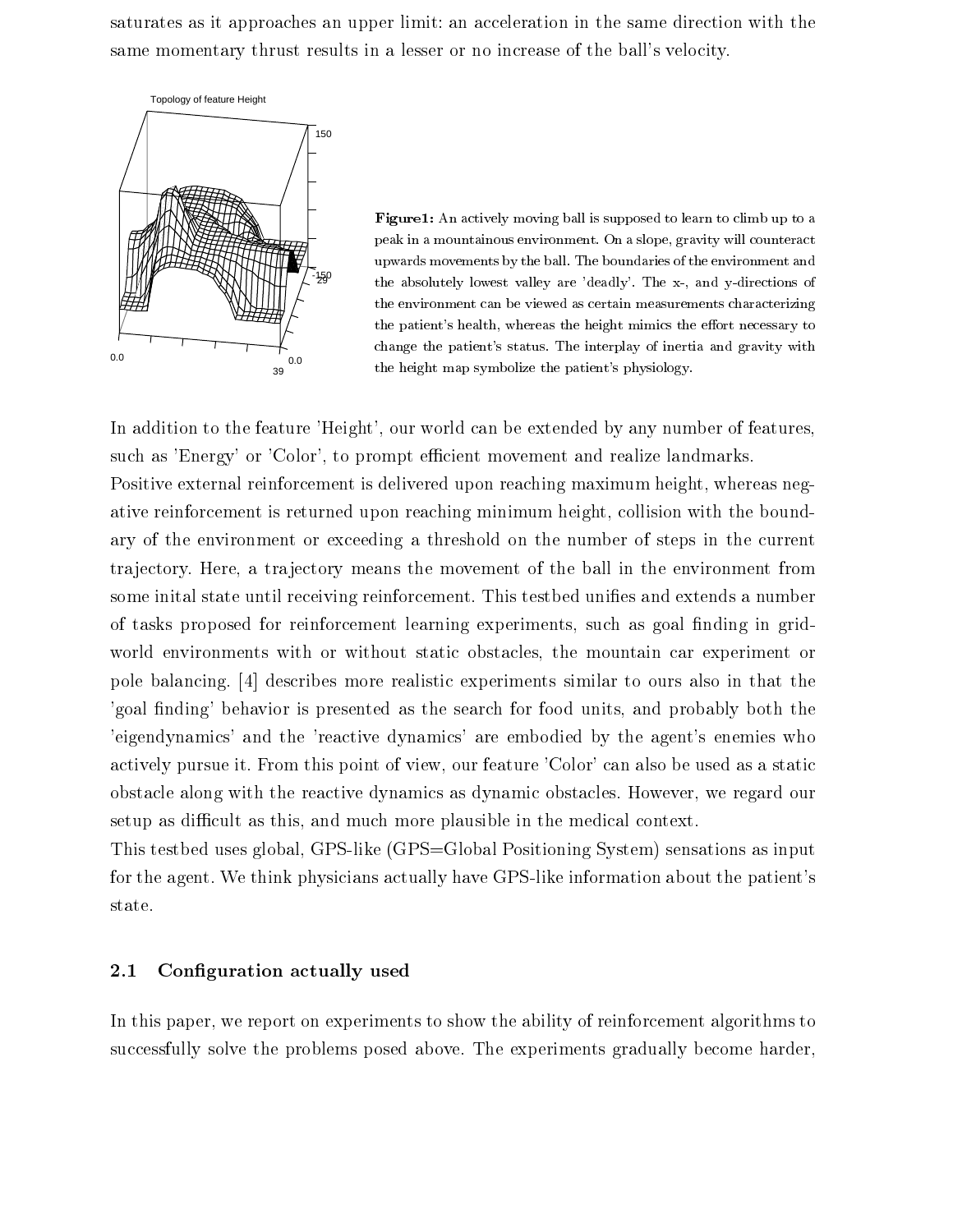saturates as it approaches an upper limit: an acceleration in the same direction with the same momentary thrust results in a lesser or no increase of the ball's velocity.

**Figure1:** An actively moving ball is supposed to learn to climb up to a peak in a mountainous environment. On a slope, gravity will counteract upwards movements by the ball. The boundaries of the environment and the absolutely lowest valley are 'deadly'. The x-, and y-directions of the environment can be viewed as certain measurements characterizing the patient's health, whereas the height mimics the effort necessary to change the patient's status. The interplay of inertia and gravity with the height map symbolize the patient's physiology.

In addition to the feature 'Height', our world can be extended by any number of features, such as 'Energy' or 'Color', to prompt efficient movement and realize landmarks.

Positive external reinforcement is delivered upon reaching maximum height, whereas negative reinforcement is returned upon reaching minimum height, collision with the boundary of the environment or exceeding a threshold on the number of steps in the current trajectory. Here, a trajectory means the movement of the ball in the environment from some inital state until receiving reinforcement. This testbed unifies and extends a number of tasks proposed for reinforcement learning experiments, such as goal finding in grid-world environments with or without static obstacles, the mountain car experiment or pole balancing. [4] describes more realistic experiments similar to ours also in that the 'goal finding' behavior is presented as the search for food units, and probably both the 'eigendynamics' and the 'reactive dynamics' are embodied by the agent's enemies who actively pursue it. From this point of view, our feature 'Color' can also be used as a static obstacle along with the reactive dynamics as dynamic obstacles. However, we regard our setup as difficult as this, and much more plausible in the medical context.

This testbed uses global, GPS-like (GPS=Global Positioning System) sensations as input for the agent. We think physicians actually have GPS-like information about the patient's state.

## 2.1 Configuration actually used

In this paper, we report on experiments to show the ability of reinforcement algorithms to successfully solve the problems posed above. The experiments gradually become harder,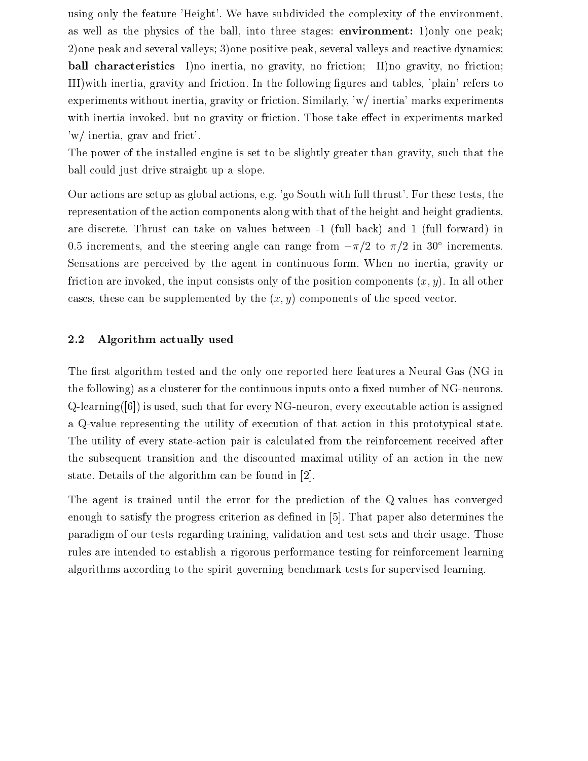using only the feature 'Height'. We have subdivided the complexity of the environment, as well as the physics of the ball, into three stages: **environment:** 1)only one peak; 2)one peak and several valleys; 3)one positive peak, several valleys and reactive dynamics; **ball characteristics** I)no inertia, no gravity, no friction; II)no gravity, no friction; III)with inertia, gravity and friction. In the following figures and tables, 'plain' refers to experiments without inertia, gravity or friction. Similarly, 'w/ inertia' marks experiments with inertia invoked, but no gravity or friction. Those take effect in experiments marked 'w/ inertia, grav and frict'.
The power of the installed engine is set to be slightly greater than gravity, such that the ball could just drive straight up a slope.

Our actions are setup as global actions, e.g. 'go South with full thrust'. For these tests, the representation of the action components along with that of the height and height gradients, are discrete. Thrust can take on values between -1 (full back) and 1 (full forward) in 0.5 increments, and the steering angle can range from $-\pi/2$ to $\pi/2$ in $30^\circ$ increments. Sensations are perceived by the agent in continuous form. When no inertia, gravity or friction are invoked, the input consists only of the position components $(x, y)$. In all other cases, these can be supplemented by the $(x, y)$ components of the speed vector.

## 2.2 Algorithm actually used

The first algorithm tested and the only one reported here features a Neural Gas (NG in the following) as a clusterer for the continuous inputs onto a fixed number of NG-neurons. Q-learning([6]) is used, such that for every NG-neuron, every executable action is assigned a Q-value representing the utility of execution of that action in this prototypical state. The utility of every state-action pair is calculated from the reinforcement received after the subsequent transition and the discounted maximal utility of an action in the new state. Details of the algorithm can be found in [2].

The agent is trained until the error for the prediction of the Q-values has converged enough to satisfy the progress criterion as defined in [5]. That paper also determines the paradigm of our tests regarding training, validation and test sets and their usage. Those rules are intended to establish a rigorous performance testing for reinforcement learning algorithms according to the spirit governing benchmark tests for supervised learning.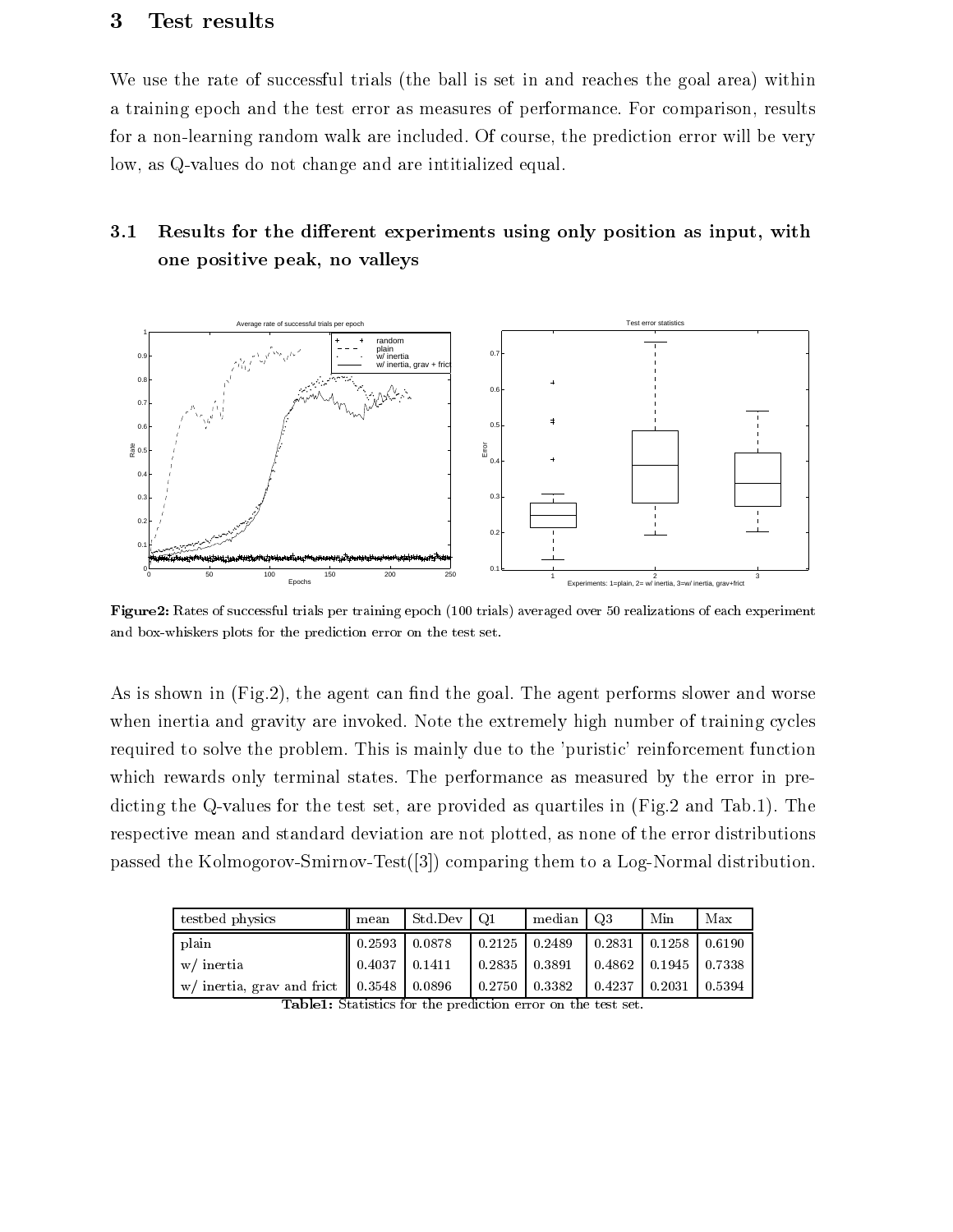## 3 Test results

We use the rate of successful trials (the ball is set in and reaches the goal area) within a training epoch and the test error as measures of performance. For comparison, results for a non-learning random walk are included. Of course, the prediction error will be very low, as Q-values do not change and are intitialized equal.

### 3.1 Results for the different experiments using only position as input, with one positive peak, no valleys

**Figure2:** Rates of successful trials per training epoch (100 trials) averaged over 50 realizations of each experiment and box-whiskers plots for the prediction error on the test set.

As is shown in (Fig.2), the agent can find the goal. The agent performs slower and worse when inertia and gravity are invoked. Note the extremely high number of training cycles required to solve the problem. This is mainly due to the 'puristic' reinforcement function which rewards only terminal states. The performance as measured by the error in predicting the Q-values for the test set, are provided as quartiles in (Fig.2 and Tab.1). The respective mean and standard deviation are not plotted, as none of the error distributions passed the Kolmogorov-Smirnov-Test([3]) comparing them to a Log-Normal distribution.

| testbed physics | mean | Std.Dev | Q1 | median | Q3 | Min | Max |
|---|---|---|---|---|---|---|---|
| plain | 0.2593 | 0.0878 | 0.2125 | 0.2489 | 0.2831 | 0.1258 | 0.6190 |
| w/ inertia | 0.4037 | 0.1411 | 0.2835 | 0.3891 | 0.4862 | 0.1945 | 0.7338 |
| w/ inertia, grav and frict | 0.3548 | 0.0896 | 0.2750 | 0.3382 | 0.4237 | 0.2031 | 0.5394 |

**Table1:** Statistics for the prediction error on the test set.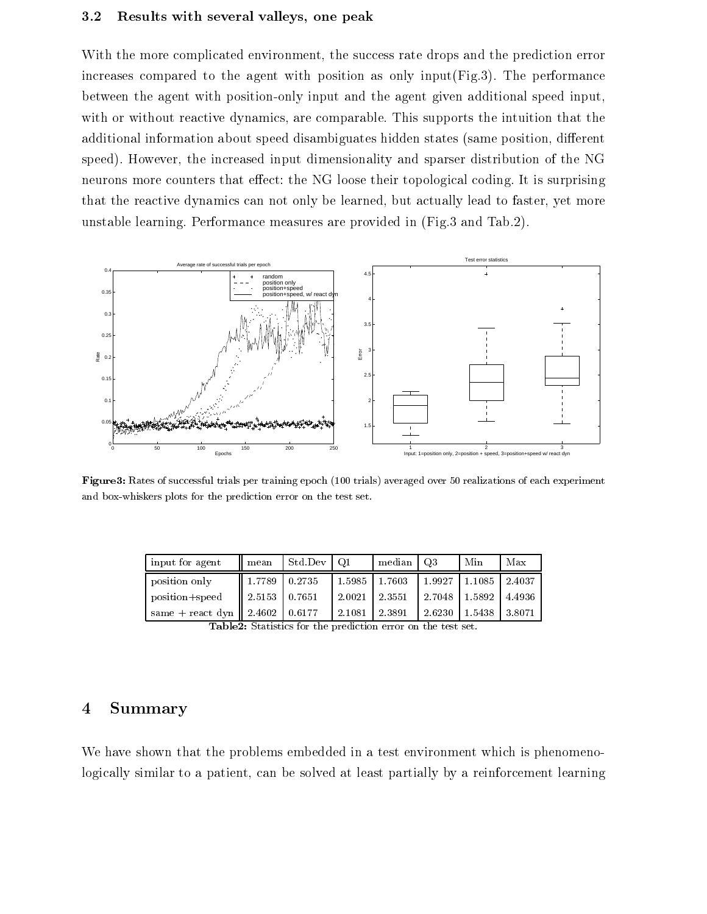### 3.2 Results with several valleys, one peak

With the more complicated environment, the success rate drops and the prediction error increases compared to the agent with position as only input(Fig.3). The performance between the agent with position-only input and the agent given additional speed input, with or without reactive dynamics, are comparable. This supports the intuition that the additional information about speed disambiguates hidden states (same position, different speed). However, the increased input dimensionality and sparser distribution of the NG neurons more counters that effect: the NG loose their topological coding. It is surprising that the reactive dynamics can not only be learned, but actually lead to faster, yet more unstable learning. Performance measures are provided in (Fig.3 and Tab.2).

**Figure3:** Rates of successful trials per training epoch (100 trials) averaged over 50 realizations of each experiment and box-whiskers plots for the prediction error on the test set.

| input for agent | mean | Std.Dev | Q1 | median | Q3 | Min | Max |
|---|---|---|---|---|---|---|---|
| position only | 1.7789 | 0.2735 | 1.5985 | 1.7603 | 1.9927 | 1.1085 | 2.4037 |
| position+speed | 2.5153 | 0.7651 | 2.0021 | 2.3551 | 2.7048 | 1.5892 | 4.4936 |
| same + react dyn | 2.4602 | 0.6177 | 2.1081 | 2.3891 | 2.6230 | 1.5438 | 3.8071 |

**Table2:** Statistics for the prediction error on the test set.

## 4 Summary

We have shown that the problems embedded in a test environment which is phenomenologically similar to a patient, can be solved at least partially by a reinforcement learning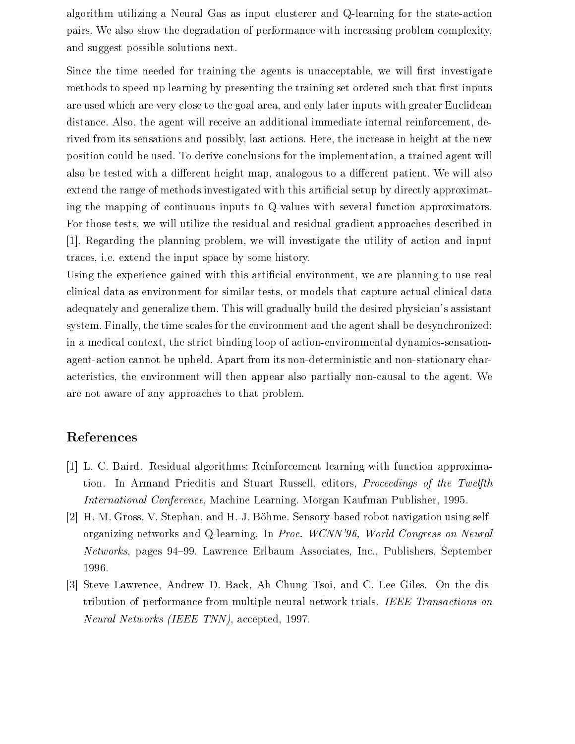algorithm utilizing a Neural Gas as input clusterer and Q-learning for the state-action pairs. We also show the degradation of performance with increasing problem complexity, and suggest possible solutions next.

Since the time needed for training the agents is unacceptable, we will first investigate methods to speed up learning by presenting the training set ordered such that first inputs are used which are very close to the goal area, and only later inputs with greater Euclidean distance. Also, the agent will receive an additional immediate internal reinforcement, derived from its sensations and possibly, last actions. Here, the increase in height at the new position could be used. To derive conclusions for the implementation, a trained agent will also be tested with a different height map, analogous to a different patient. We will also extend the range of methods investigated with this artificial setup by directly approximating the mapping of continuous inputs to Q-values with several function approximators. For those tests, we will utilize the residual and residual gradient approaches described in [1]. Regarding the planning problem, we will investigate the utility of action and input traces, i.e. extend the input space by some history.

Using the experience gained with this artificial environment, we are planning to use real clinical data as environment for similar tests, or models that capture actual clinical data adequately and generalize them. This will gradually build the desired physician's assistant system. Finally, the time scales for the environment and the agent shall be desynchronized: in a medical context, the strict binding loop of action-environmental dynamics-sensation-agent-action cannot be upheld. Apart from its non-deterministic and non-stationary characteristics, the environment will then appear also partially non-causal to the agent. We are not aware of any approaches to that problem.

## References

[1] L. C. Baird. Residual algorithms: Reinforcement learning with function approximation. In Armand Prieditis and Stuart Russell, editors, *Proceedings of the Twelfth International Conference*, Machine Learning. Morgan Kaufman Publisher, 1995.

[2] H.-M. Gross, V. Stephan, and H.-J. Böhme. Sensory-based robot navigation using self-organizing networks and Q-learning. In *Proc. WCNN'96, World Congress on Neural Networks*, pages 94–99. Lawrence Erlbaum Associates, Inc., Publishers, September 1996.

[3] Steve Lawrence, Andrew D. Back, Ah Chung Tsoi, and C. Lee Giles. On the distribution of performance from multiple neural network trials. *IEEE Transactions on Neural Networks (IEEE TNN)*, accepted, 1997.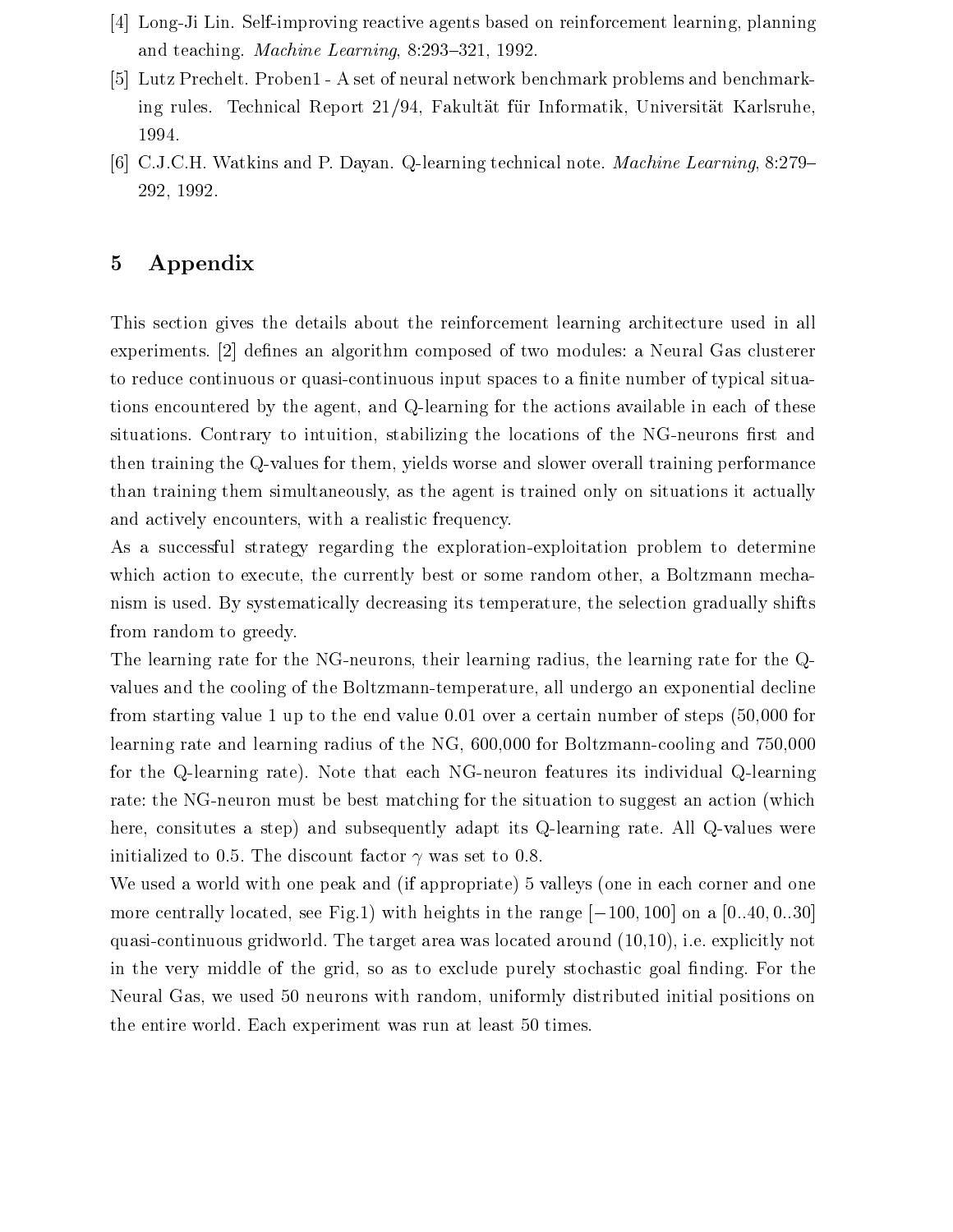[4] Long-Ji Lin. Self-improving reactive agents based on reinforcement learning, planning and teaching. *Machine Learning*, 8:293–321, 1992.

[5] Lutz Prechelt. Proben1 - A set of neural network benchmark problems and benchmarking rules. Technical Report 21/94, Fakultät für Informatik, Universität Karlsruhe, 1994.

[6] C.J.C.H. Watkins and P. Dayan. Q-learning technical note. *Machine Learning*, 8:279–292, 1992.

## 5 Appendix

This section gives the details about the reinforcement learning architecture used in all experiments. [2] defines an algorithm composed of two modules: a Neural Gas clusterer to reduce continuous or quasi-continuous input spaces to a finite number of typical situations encountered by the agent, and Q-learning for the actions available in each of these situations. Contrary to intuition, stabilizing the locations of the NG-neurons first and then training the Q-values for them, yields worse and slower overall training performance than training them simultaneously, as the agent is trained only on situations it actually and actively encounters, with a realistic frequency.

As a successful strategy regarding the exploration-exploitation problem to determine which action to execute, the currently best or some random other, a Boltzmann mechanism is used. By systematically decreasing its temperature, the selection gradually shifts from random to greedy.

The learning rate for the NG-neurons, their learning radius, the learning rate for the Q-values and the cooling of the Boltzmann-temperature, all undergo an exponential decline from starting value 1 up to the end value 0.01 over a certain number of steps (50,000 for learning rate and learning radius of the NG, 600,000 for Boltzmann-cooling and 750,000 for the Q-learning rate). Note that each NG-neuron features its individual Q-learning rate: the NG-neuron must be best matching for the situation to suggest an action (which here, consitutes a step) and subsequently adapt its Q-learning rate. All Q-values were initialized to 0.5. The discount factor $\gamma$ was set to 0.8.

We used a world with one peak and (if appropriate) 5 valleys (one in each corner and one more centrally located, see Fig.1) with heights in the range $[-100, 100]$ on a $[0..40, 0..30]$ quasi-continuous gridworld. The target area was located around (10,10), i.e. explicitly not in the very middle of the grid, so as to exclude purely stochastic goal finding. For the Neural Gas, we used 50 neurons with random, uniformly distributed initial positions on the entire world. Each experiment was run at least 50 times.